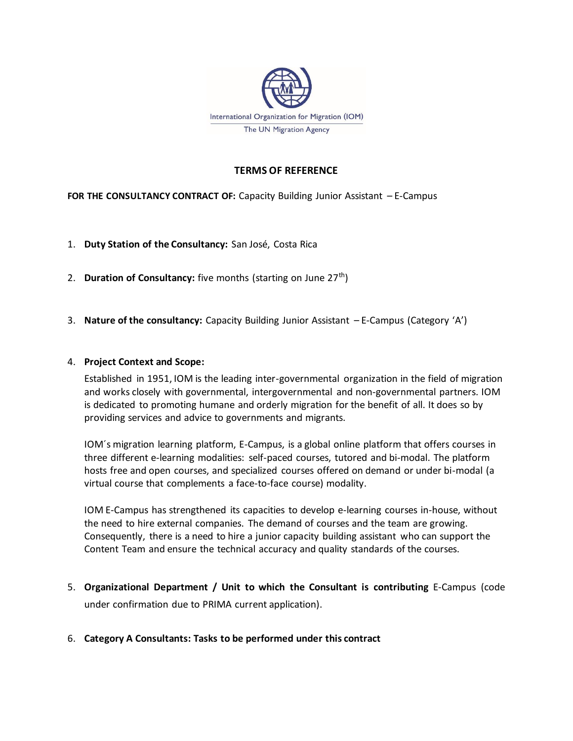International Organization for Migration (IOM)

The UN Migration Agency

# TERMS OF REFERENCE

**FOR THE CONSULTANCY CONTRACT OF:** Capacity Building Junior Assistant – E-Campus

1. **Duty Station of the Consultancy:** San José, Costa Rica

2. **Duration of Consultancy:** five months (starting on June 27th)

3. **Nature of the consultancy:** Capacity Building Junior Assistant – E-Campus (Category 'A')

4. **Project Context and Scope:**

   Established in 1951, IOM is the leading inter-governmental organization in the field of migration and works closely with governmental, intergovernmental and non-governmental partners. IOM is dedicated to promoting humane and orderly migration for the benefit of all. It does so by providing services and advice to governments and migrants.

   IOM´s migration learning platform, E-Campus, is a global online platform that offers courses in three different e-learning modalities: self-paced courses, tutored and bi-modal. The platform hosts free and open courses, and specialized courses offered on demand or under bi-modal (a virtual course that complements a face-to-face course) modality.

   IOM E-Campus has strengthened its capacities to develop e-learning courses in-house, without the need to hire external companies. The demand of courses and the team are growing. Consequently, there is a need to hire a junior capacity building assistant who can support the Content Team and ensure the technical accuracy and quality standards of the courses.

5. **Organizational Department / Unit to which the Consultant is contributing** E-Campus (code under confirmation due to PRIMA current application).

6. **Category A Consultants: Tasks to be performed under this contract**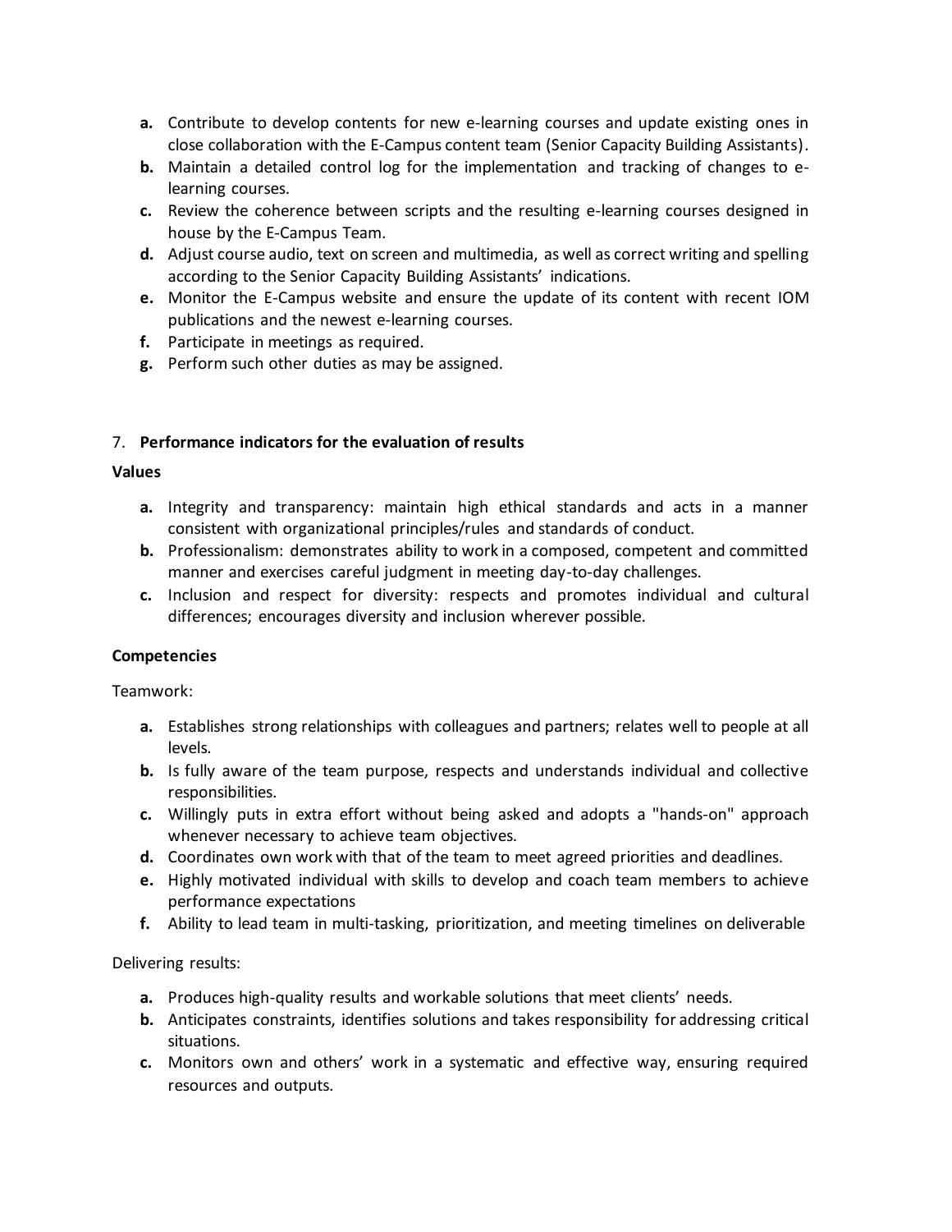- **a.** Contribute to develop contents for new e-learning courses and update existing ones in close collaboration with the E-Campus content team (Senior Capacity Building Assistants).
- **b.** Maintain a detailed control log for the implementation and tracking of changes to e-learning courses.
- **c.** Review the coherence between scripts and the resulting e-learning courses designed in house by the E-Campus Team.
- **d.** Adjust course audio, text on screen and multimedia, as well as correct writing and spelling according to the Senior Capacity Building Assistants' indications.
- **e.** Monitor the E-Campus website and ensure the update of its content with recent IOM publications and the newest e-learning courses.
- **f.** Participate in meetings as required.
- **g.** Perform such other duties as may be assigned.

7. **Performance indicators for the evaluation of results**

**Values**

- **a.** Integrity and transparency: maintain high ethical standards and acts in a manner consistent with organizational principles/rules and standards of conduct.
- **b.** Professionalism: demonstrates ability to work in a composed, competent and committed manner and exercises careful judgment in meeting day-to-day challenges.
- **c.** Inclusion and respect for diversity: respects and promotes individual and cultural differences; encourages diversity and inclusion wherever possible.

**Competencies**

Teamwork:

- **a.** Establishes strong relationships with colleagues and partners; relates well to people at all levels.
- **b.** Is fully aware of the team purpose, respects and understands individual and collective responsibilities.
- **c.** Willingly puts in extra effort without being asked and adopts a "hands-on" approach whenever necessary to achieve team objectives.
- **d.** Coordinates own work with that of the team to meet agreed priorities and deadlines.
- **e.** Highly motivated individual with skills to develop and coach team members to achieve performance expectations
- **f.** Ability to lead team in multi-tasking, prioritization, and meeting timelines on deliverable

Delivering results:

- **a.** Produces high-quality results and workable solutions that meet clients' needs.
- **b.** Anticipates constraints, identifies solutions and takes responsibility for addressing critical situations.
- **c.** Monitors own and others' work in a systematic and effective way, ensuring required resources and outputs.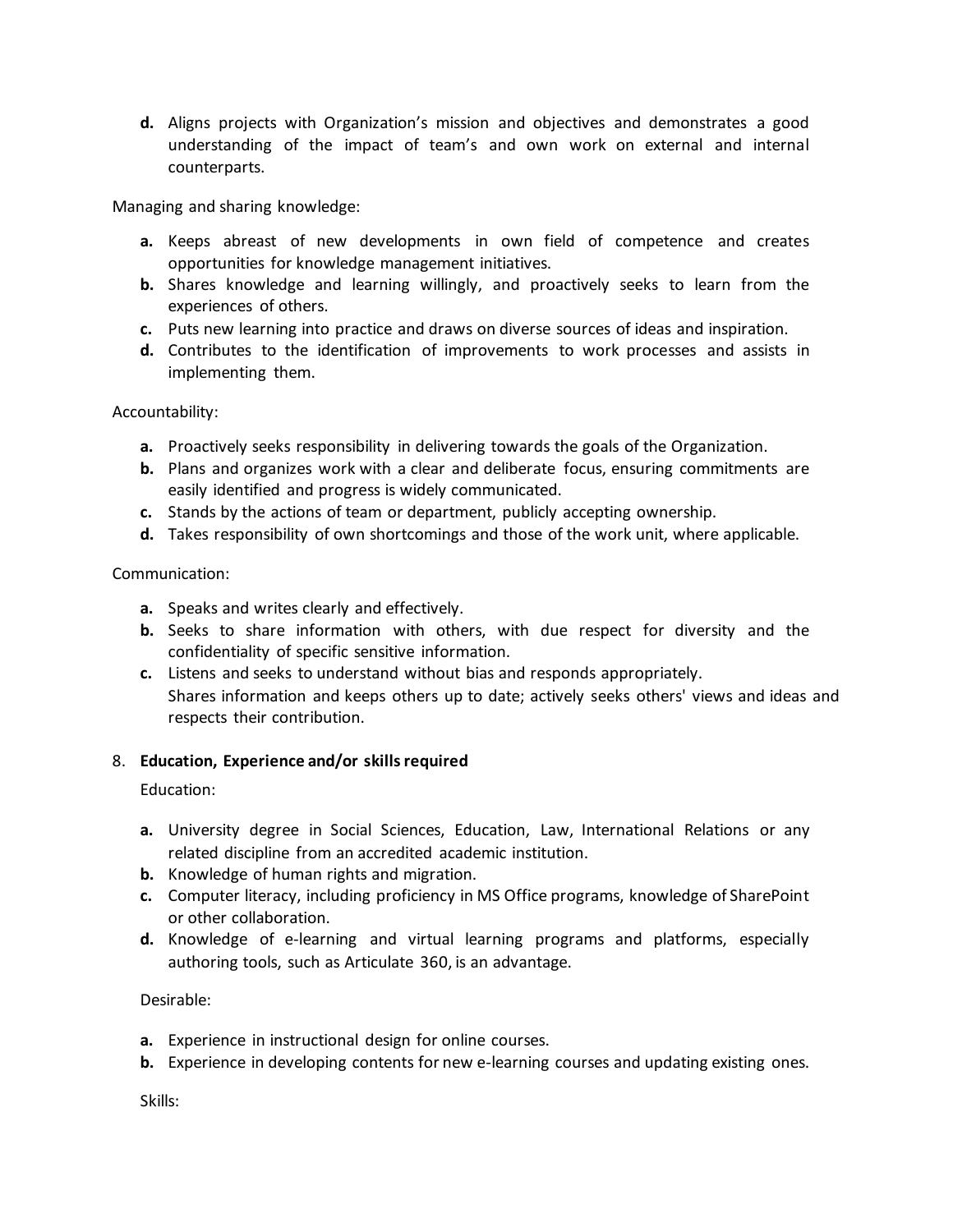d. Aligns projects with Organization's mission and objectives and demonstrates a good understanding of the impact of team's and own work on external and internal counterparts.

Managing and sharing knowledge:

- **a.** Keeps abreast of new developments in own field of competence and creates opportunities for knowledge management initiatives.
- **b.** Shares knowledge and learning willingly, and proactively seeks to learn from the experiences of others.
- **c.** Puts new learning into practice and draws on diverse sources of ideas and inspiration.
- **d.** Contributes to the identification of improvements to work processes and assists in implementing them.

Accountability:

- **a.** Proactively seeks responsibility in delivering towards the goals of the Organization.
- **b.** Plans and organizes work with a clear and deliberate focus, ensuring commitments are easily identified and progress is widely communicated.
- **c.** Stands by the actions of team or department, publicly accepting ownership.
- **d.** Takes responsibility of own shortcomings and those of the work unit, where applicable.

Communication:

- **a.** Speaks and writes clearly and effectively.
- **b.** Seeks to share information with others, with due respect for diversity and the confidentiality of specific sensitive information.
- **c.** Listens and seeks to understand without bias and responds appropriately.
  Shares information and keeps others up to date; actively seeks others' views and ideas and respects their contribution.

8. **Education, Experience and/or skills required**

Education:

- **a.** University degree in Social Sciences, Education, Law, International Relations or any related discipline from an accredited academic institution.
- **b.** Knowledge of human rights and migration.
- **c.** Computer literacy, including proficiency in MS Office programs, knowledge of SharePoint or other collaboration.
- **d.** Knowledge of e-learning and virtual learning programs and platforms, especially authoring tools, such as Articulate 360, is an advantage.

Desirable:

- **a.** Experience in instructional design for online courses.
- **b.** Experience in developing contents for new e-learning courses and updating existing ones.

Skills: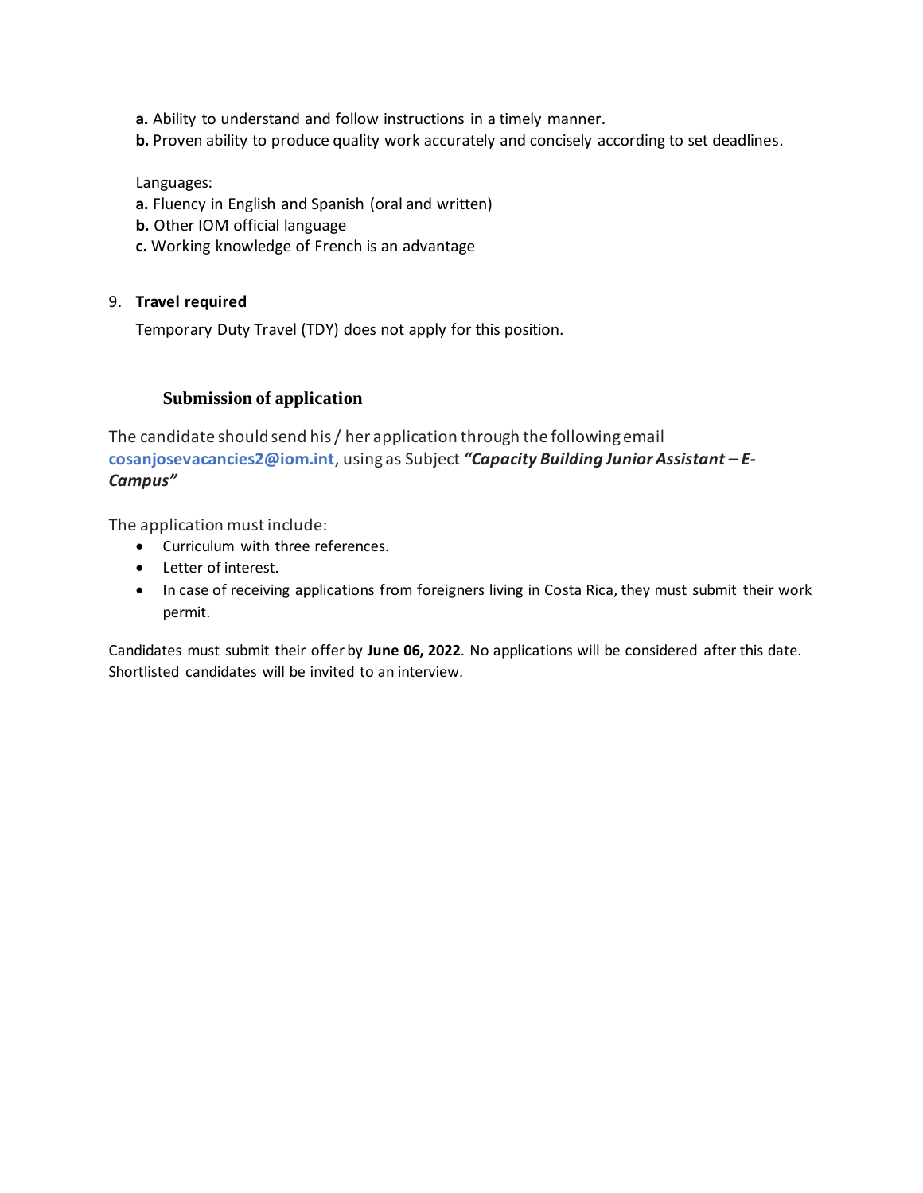**a.** Ability to understand and follow instructions in a timely manner.
**b.** Proven ability to produce quality work accurately and concisely according to set deadlines.

Languages:
**a.** Fluency in English and Spanish (oral and written)
**b.** Other IOM official language
**c.** Working knowledge of French is an advantage

9. **Travel required**

   Temporary Duty Travel (TDY) does not apply for this position.

## Submission of application

The candidate should send his / her application through the following email **cosanjosevacancies2@iom.int**, using as Subject ***"Capacity Building Junior Assistant – E-Campus"***

The application must include:

- Curriculum with three references.
- Letter of interest.
- In case of receiving applications from foreigners living in Costa Rica, they must submit their work permit.

Candidates must submit their offer by **June 06, 2022**. No applications will be considered after this date. Shortlisted candidates will be invited to an interview.